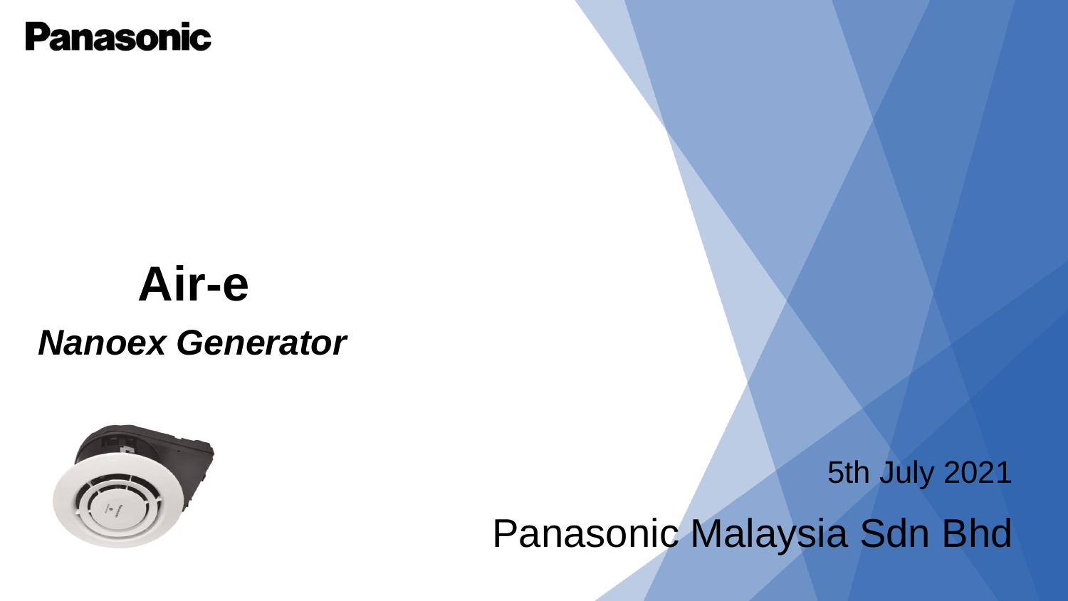Panasonic

# Air-e

***Nanoex Generator***

5th July 2021

Panasonic Malaysia Sdn Bhd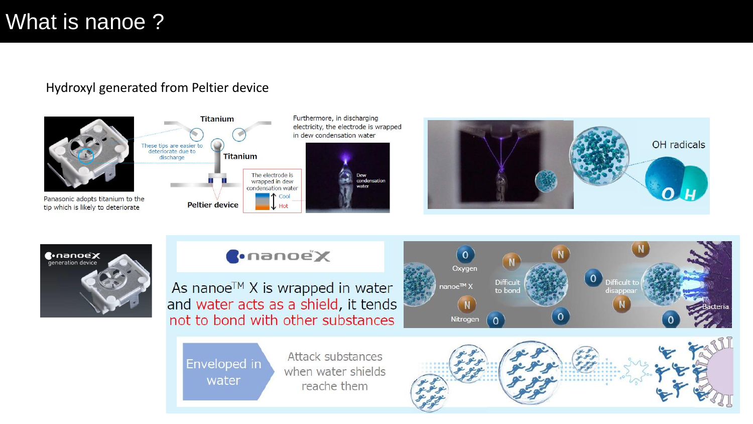# What is nanoe ?

## Hydroxyl generated from Peltier device

Titanium

These tips are easier to deteriorate due to discharge

Titanium

Peltier device

Panasonic adopts titanium to the tip which is likely to deteriorate

Furthermore, in discharging electricity, the electrode is wrapped in dew condensation water

The electrode is wrapped in dew condensation water

Cool

Hot

Dew condensation water

OH radicals

nanoeX generation device

nanoeX

As nanoe™ X is wrapped in water and water acts as a shield, it tends not to bond with other substances

Oxygen

nanoe™ X

Nitrogen

Difficult to bond

Difficult to disappear

Bacteria

Enveloped in water

Attack substances when water shields reache them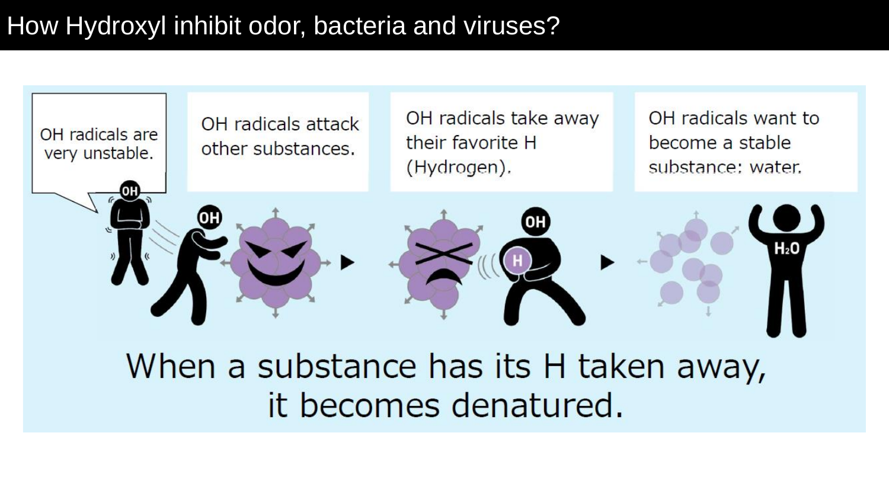# How Hydroxyl inhibit odor, bacteria and viruses?

OH radicals are very unstable.

OH radicals attack other substances.

OH radicals take away their favorite H (Hydrogen).

OH radicals want to become a stable substance: water.

When a substance has its H taken away, it becomes denatured.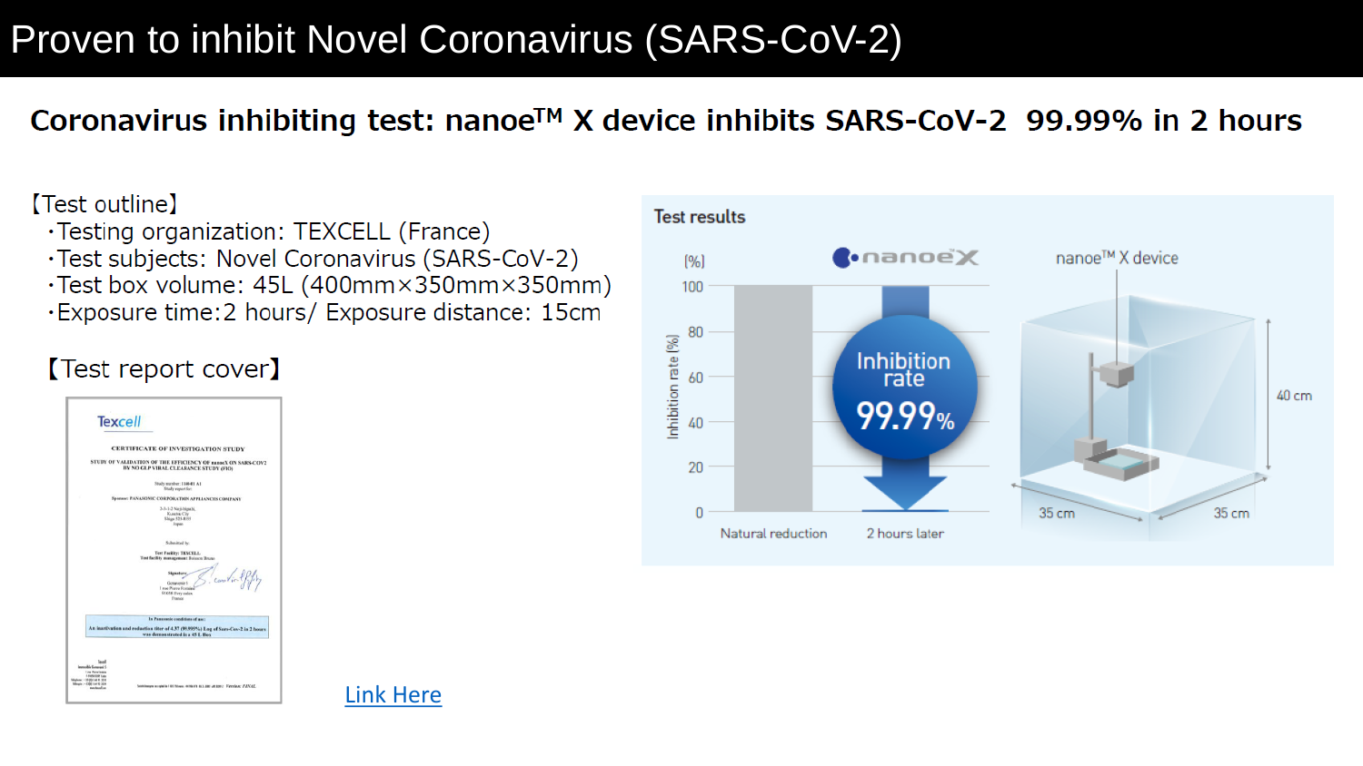# Proven to inhibit Novel Coronavirus (SARS-CoV-2)

## Coronavirus inhibiting test: nanoe™ X device inhibits SARS-CoV-2 99.99% in 2 hours

【Test outline】

- ・Testing organization: TEXCELL (France)
- ・Test subjects: Novel Coronavirus (SARS-CoV-2)
- ・Test box volume: 45L (400mm×350mm×350mm)
- ・Exposure time: 2 hours/ Exposure distance: 15cm

【Test report cover】

Link Here

Test results

nanoe X

[%]

Inhibition rate (%)

| | Natural reduction | 2 hours later |
|---|---|---|
| Inhibition rate | | 99.99% |

nanoe™ X device

40 cm

35 cm

35 cm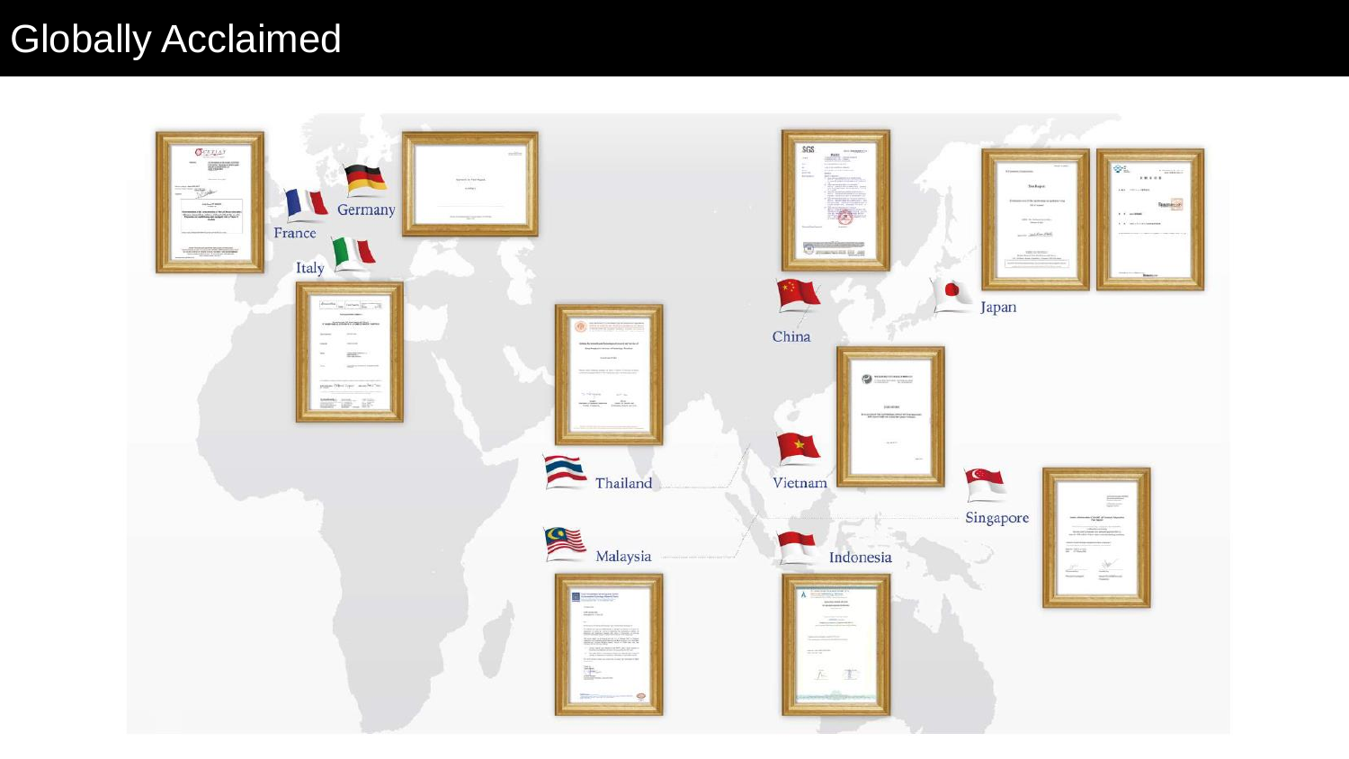# Globally Acclaimed

France

Germany

Italy

Thailand

Malaysia

China

Vietnam

Indonesia

Japan

Singapore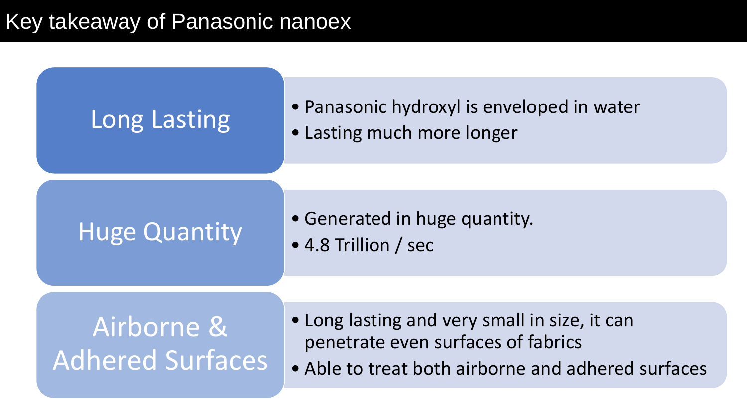# Key takeaway of Panasonic nanoex

## Long Lasting

- Panasonic hydroxyl is enveloped in water
- Lasting much more longer

## Huge Quantity

- Generated in huge quantity.
- 4.8 Trillion / sec

## Airborne & Adhered Surfaces

- Long lasting and very small in size, it can penetrate even surfaces of fabrics
- Able to treat both airborne and adhered surfaces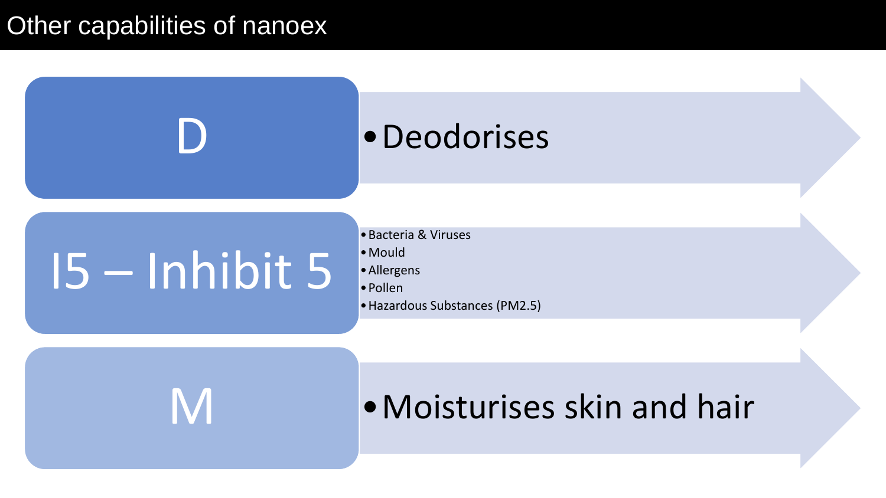# Other capabilities of nanoex

## D

- Deodorises

## I5 – Inhibit 5

- Bacteria & Viruses
- Mould
- Allergens
- Pollen
- Hazardous Substances (PM2.5)

## M

- Moisturises skin and hair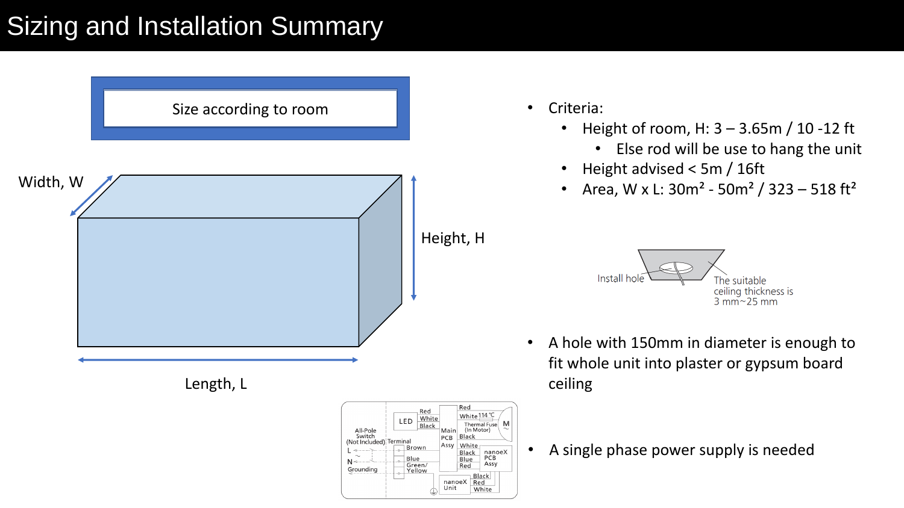# Sizing and Installation Summary

Size according to room

Width, W

Height, H

Length, L

- Criteria:
  - Height of room, H: 3 – 3.65m / 10 -12 ft
    - Else rod will be use to hang the unit
  - Height advised < 5m / 16ft
  - Area, W x L: 30m² - 50m² / 323 – 518 ft²

Install hole

The suitable ceiling thickness is 3 mm~25 mm

- A hole with 150mm in diameter is enough to fit whole unit into plaster or gypsum board ceiling

- A single phase power supply is needed